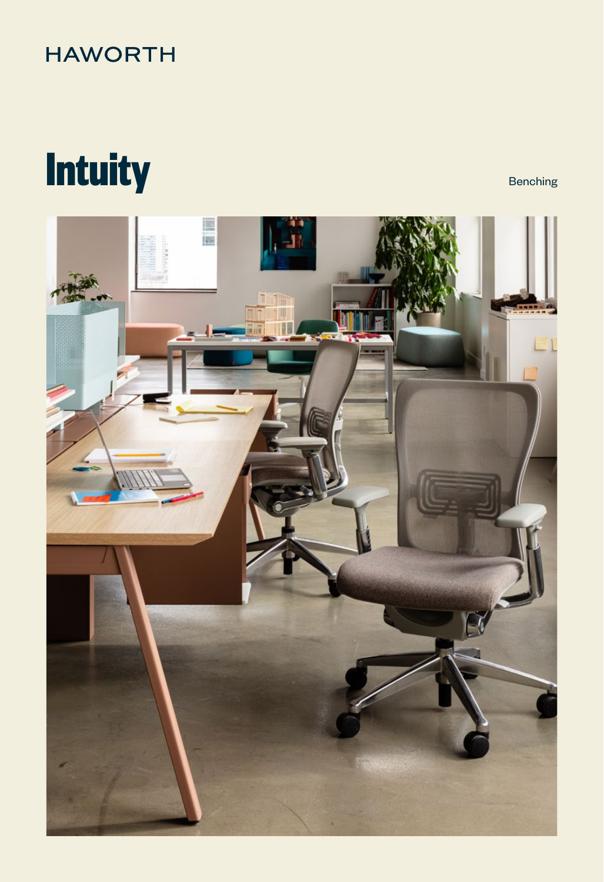HAWORTH

# Intuity

Benching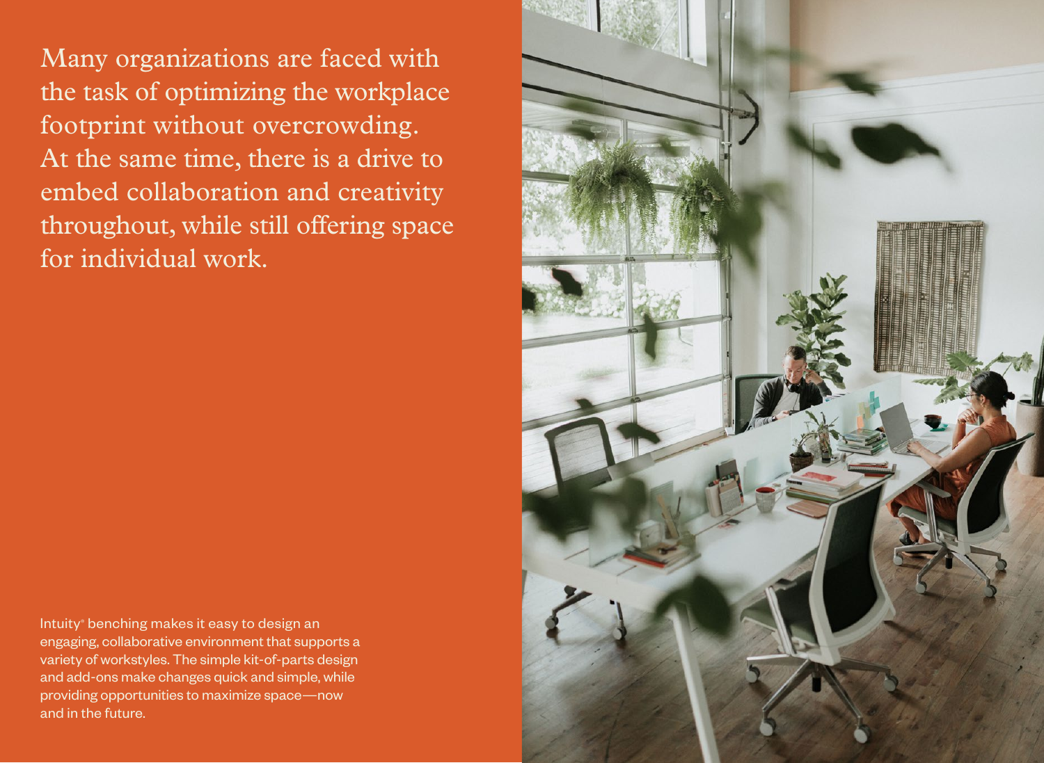Many organizations are faced with the task of optimizing the workplace footprint without overcrowding. At the same time, there is a drive to embed collaboration and creativity throughout, while still offering space for individual work.

Intuity® benching makes it easy to design an engaging, collaborative environment that supports a variety of workstyles. The simple kit-of-parts design and add-ons make changes quick and simple, while providing opportunities to maximize space—now and in the future.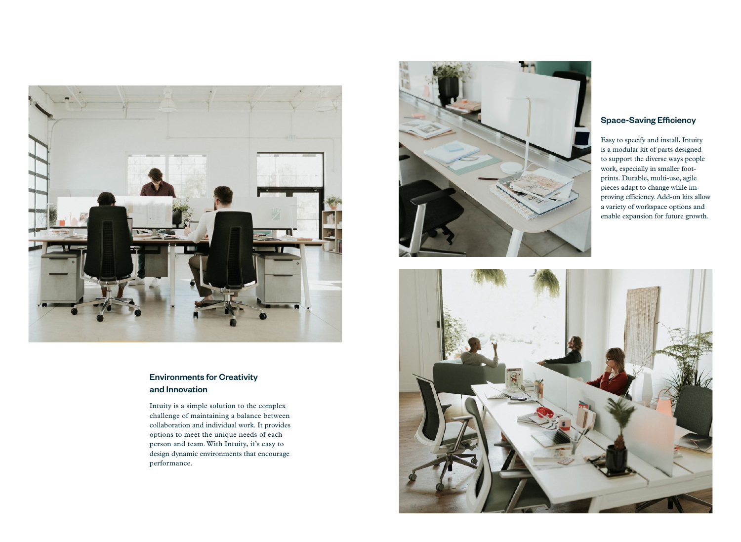## Space-Saving Efficiency

Easy to specify and install, Intuity is a modular kit of parts designed to support the diverse ways people work, especially in smaller footprints. Durable, multi-use, agile pieces adapt to change while improving efficiency. Add-on kits allow a variety of workspace options and enable expansion for future growth.

## Environments for Creativity and Innovation

Intuity is a simple solution to the complex challenge of maintaining a balance between collaboration and individual work. It provides options to meet the unique needs of each person and team. With Intuity, it's easy to design dynamic environments that encourage performance.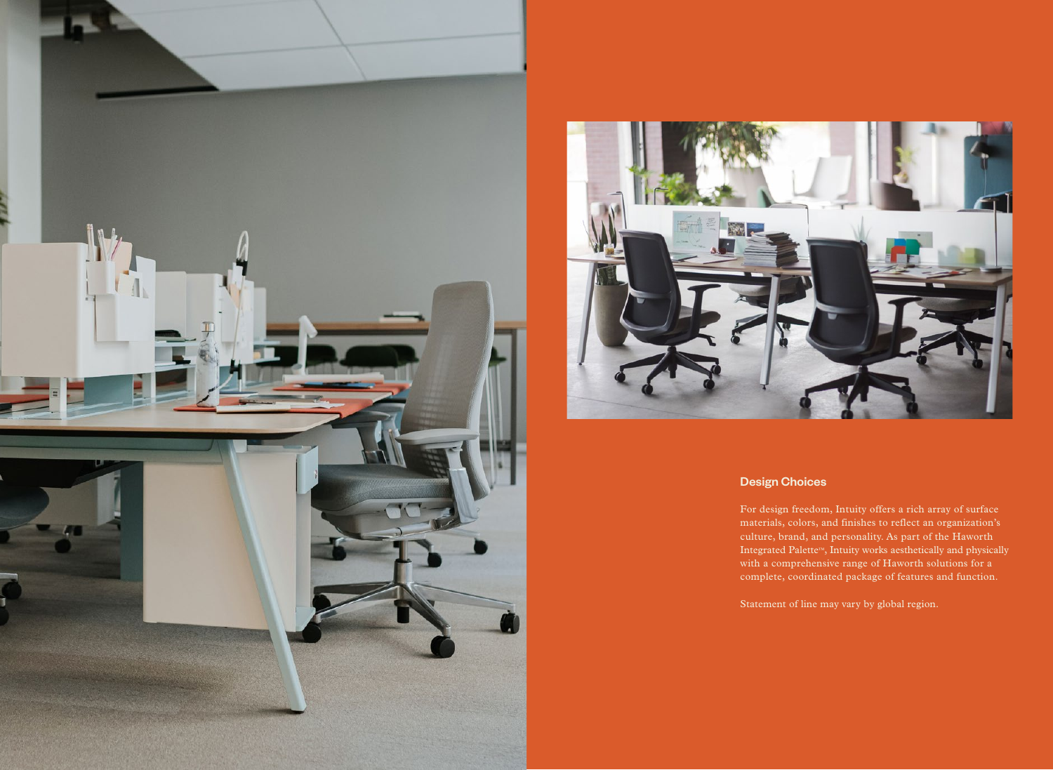## Design Choices

For design freedom, Intuity offers a rich array of surface materials, colors, and finishes to reflect an organization's culture, brand, and personality. As part of the Haworth Integrated Palette™, Intuity works aesthetically and physically with a comprehensive range of Haworth solutions for a complete, coordinated package of features and function.

Statement of line may vary by global region.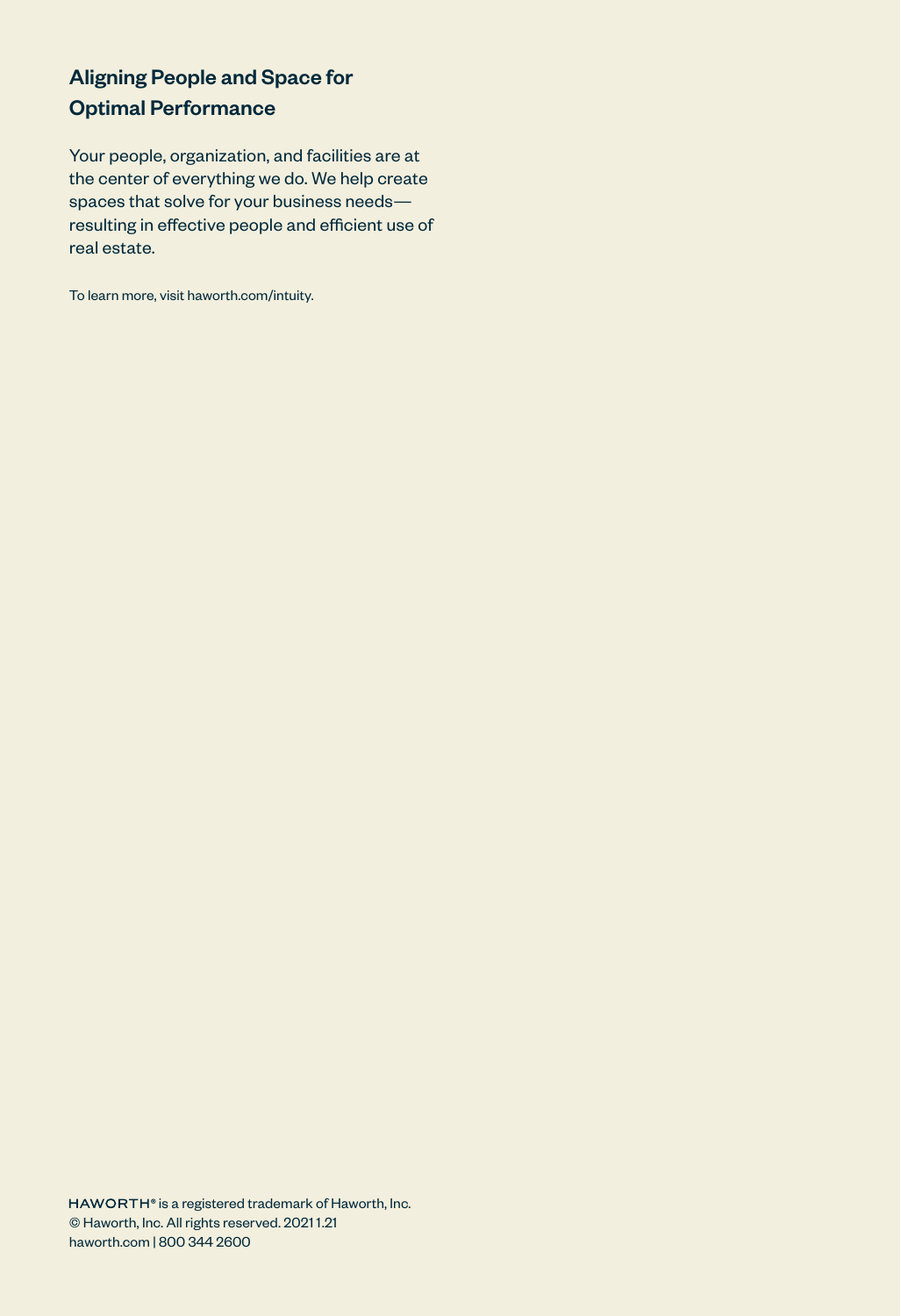## Aligning People and Space for Optimal Performance

Your people, organization, and facilities are at the center of everything we do. We help create spaces that solve for your business needs—resulting in effective people and efficient use of real estate.

To learn more, visit haworth.com/intuity.

HAWORTH® is a registered trademark of Haworth, Inc.
© Haworth, Inc. All rights reserved. 2021 1.21
haworth.com | 800 344 2600